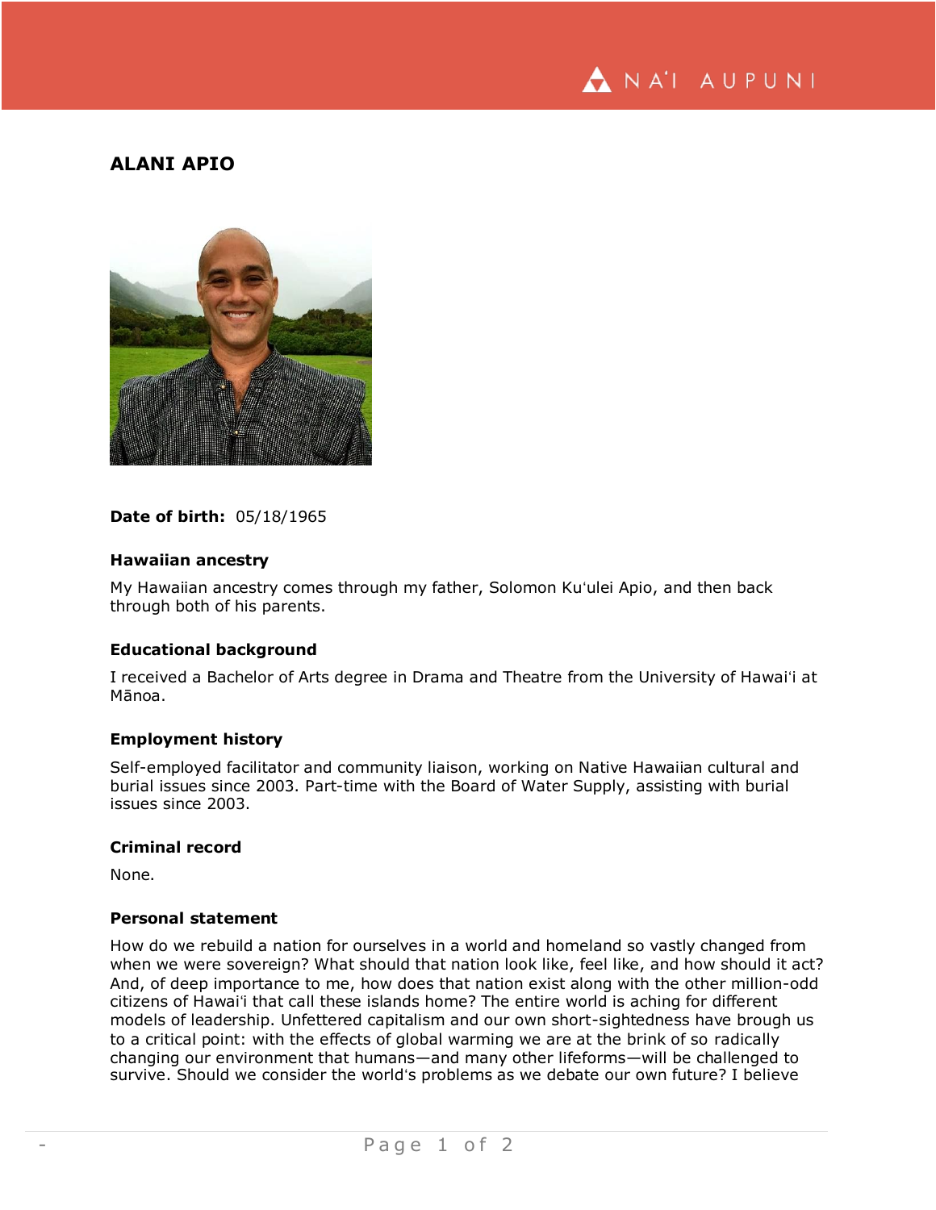# ALANI APIO

**Date of birth:** 05/18/1965

### Hawaiian ancestry

My Hawaiian ancestry comes through my father, Solomon Kuʻulei Apio, and then back through both of his parents.

### Educational background

I received a Bachelor of Arts degree in Drama and Theatre from the University of Hawaiʻi at Mānoa.

### Employment history

Self-employed facilitator and community liaison, working on Native Hawaiian cultural and burial issues since 2003. Part-time with the Board of Water Supply, assisting with burial issues since 2003.

### Criminal record

None.

### Personal statement

How do we rebuild a nation for ourselves in a world and homeland so vastly changed from when we were sovereign? What should that nation look like, feel like, and how should it act? And, of deep importance to me, how does that nation exist along with the other million-odd citizens of Hawaiʻi that call these islands home? The entire world is aching for different models of leadership. Unfettered capitalism and our own short-sightedness have brough us to a critical point: with the effects of global warming we are at the brink of so radically changing our environment that humans—and many other lifeforms—will be challenged to survive. Should we consider the world's problems as we debate our own future? I believe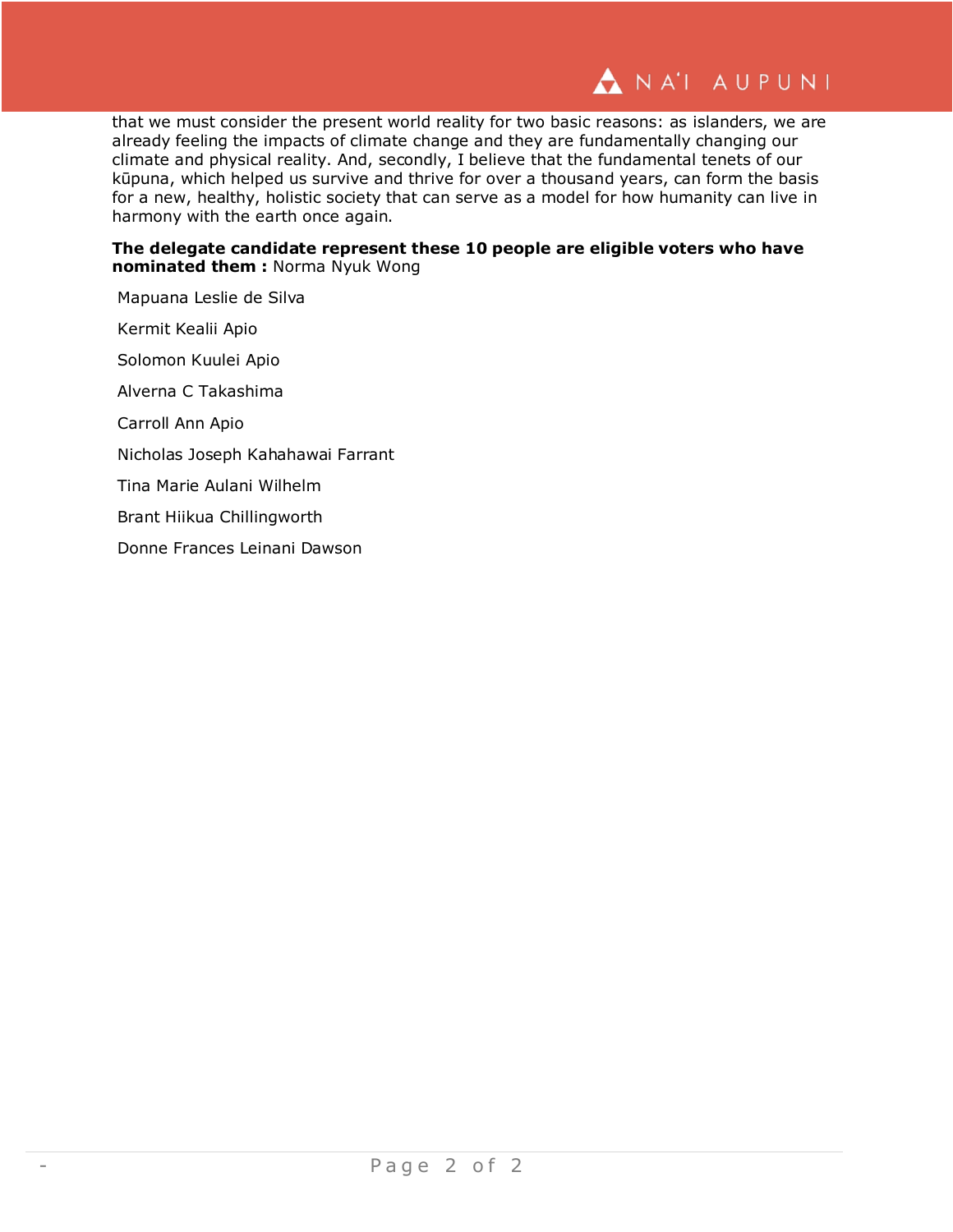that we must consider the present world reality for two basic reasons: as islanders, we are already feeling the impacts of climate change and they are fundamentally changing our climate and physical reality. And, secondly, I believe that the fundamental tenets of our kūpuna, which helped us survive and thrive for over a thousand years, can form the basis for a new, healthy, holistic society that can serve as a model for how humanity can live in harmony with the earth once again.

**The delegate candidate represent these 10 people are eligible voters who have nominated them :** Norma Nyuk Wong

Mapuana Leslie de Silva

Kermit Kealii Apio

Solomon Kuulei Apio

Alverna C Takashima

Carroll Ann Apio

Nicholas Joseph Kahahawai Farrant

Tina Marie Aulani Wilhelm

Brant Hiikua Chillingworth

Donne Frances Leinani Dawson